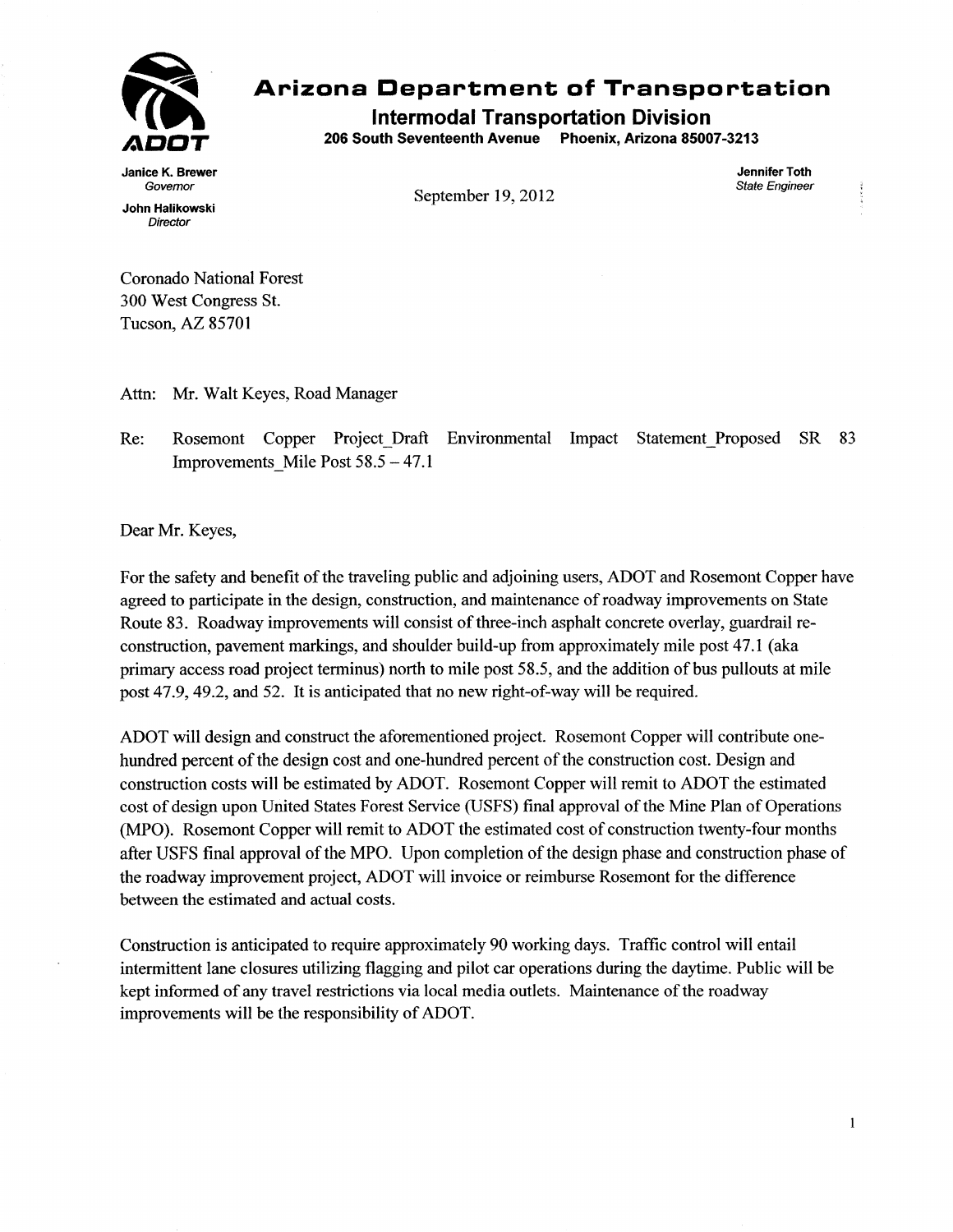# Arizona Department of Transportation

**Intermodal Transportation Division**

**206 South Seventeenth Avenue Phoenix, Arizona 85007-3213**

**Janice K. Brewer**
*Governor*

**John Halikowski**
*Director*

**Jennifer Toth**
*State Engineer*

September 19, 2012

Coronado National Forest
300 West Congress St.
Tucson, AZ 85701

Attn: Mr. Walt Keyes, Road Manager

Re: Rosemont Copper Project_Draft Environmental Impact Statement_Proposed SR 83 Improvements_Mile Post 58.5 – 47.1

Dear Mr. Keyes,

For the safety and benefit of the traveling public and adjoining users, ADOT and Rosemont Copper have agreed to participate in the design, construction, and maintenance of roadway improvements on State Route 83. Roadway improvements will consist of three-inch asphalt concrete overlay, guardrail re-construction, pavement markings, and shoulder build-up from approximately mile post 47.1 (aka primary access road project terminus) north to mile post 58.5, and the addition of bus pullouts at mile post 47.9, 49.2, and 52. It is anticipated that no new right-of-way will be required.

ADOT will design and construct the aforementioned project. Rosemont Copper will contribute one-hundred percent of the design cost and one-hundred percent of the construction cost. Design and construction costs will be estimated by ADOT. Rosemont Copper will remit to ADOT the estimated cost of design upon United States Forest Service (USFS) final approval of the Mine Plan of Operations (MPO). Rosemont Copper will remit to ADOT the estimated cost of construction twenty-four months after USFS final approval of the MPO. Upon completion of the design phase and construction phase of the roadway improvement project, ADOT will invoice or reimburse Rosemont for the difference between the estimated and actual costs.

Construction is anticipated to require approximately 90 working days. Traffic control will entail intermittent lane closures utilizing flagging and pilot car operations during the daytime. Public will be kept informed of any travel restrictions via local media outlets. Maintenance of the roadway improvements will be the responsibility of ADOT.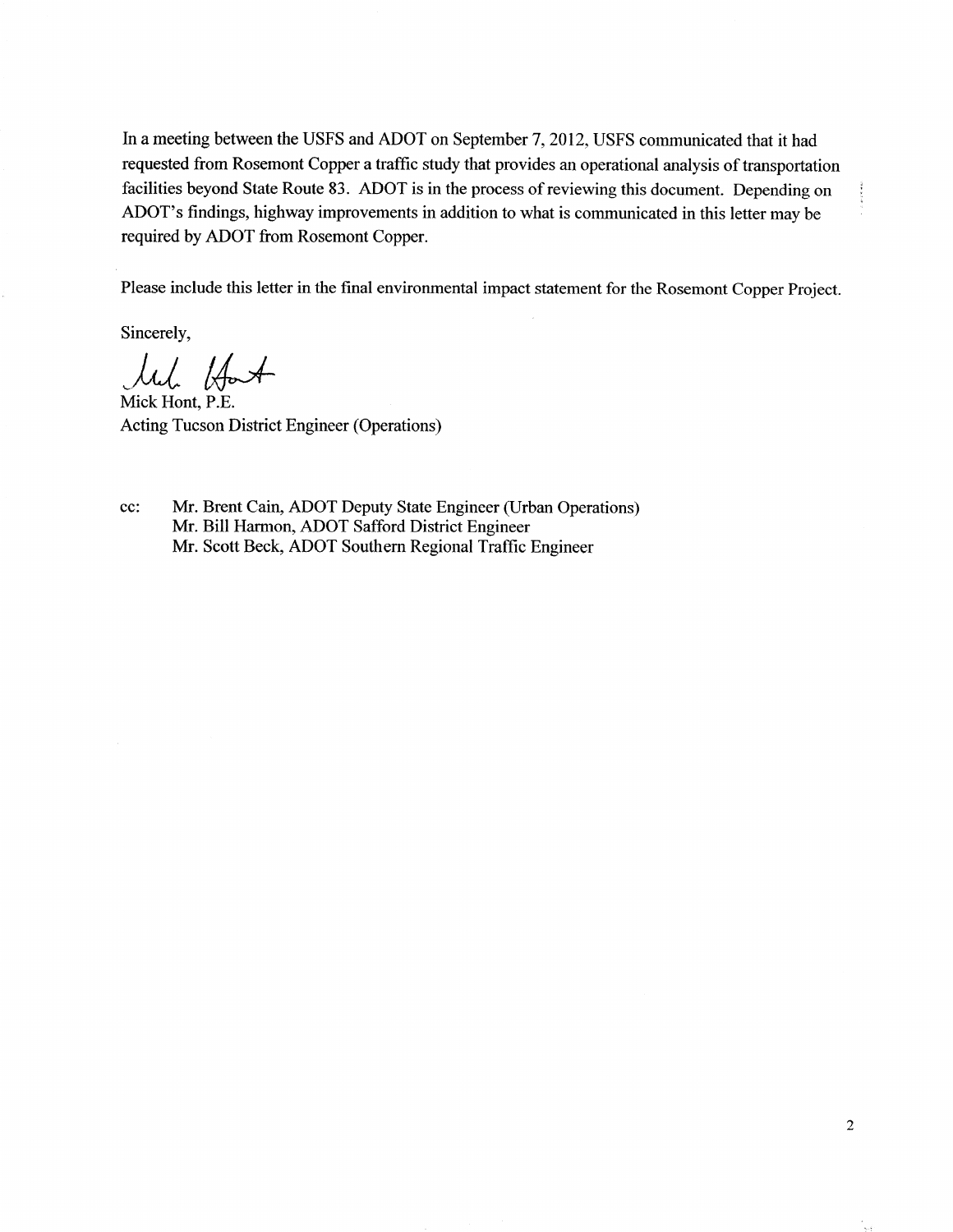In a meeting between the USFS and ADOT on September 7, 2012, USFS communicated that it had requested from Rosemont Copper a traffic study that provides an operational analysis of transportation facilities beyond State Route 83. ADOT is in the process of reviewing this document. Depending on ADOT's findings, highway improvements in addition to what is communicated in this letter may be required by ADOT from Rosemont Copper.

Please include this letter in the final environmental impact statement for the Rosemont Copper Project.

Sincerely,

Mick Hont, P.E.
Acting Tucson District Engineer (Operations)

cc: Mr. Brent Cain, ADOT Deputy State Engineer (Urban Operations)
Mr. Bill Harmon, ADOT Safford District Engineer
Mr. Scott Beck, ADOT Southern Regional Traffic Engineer